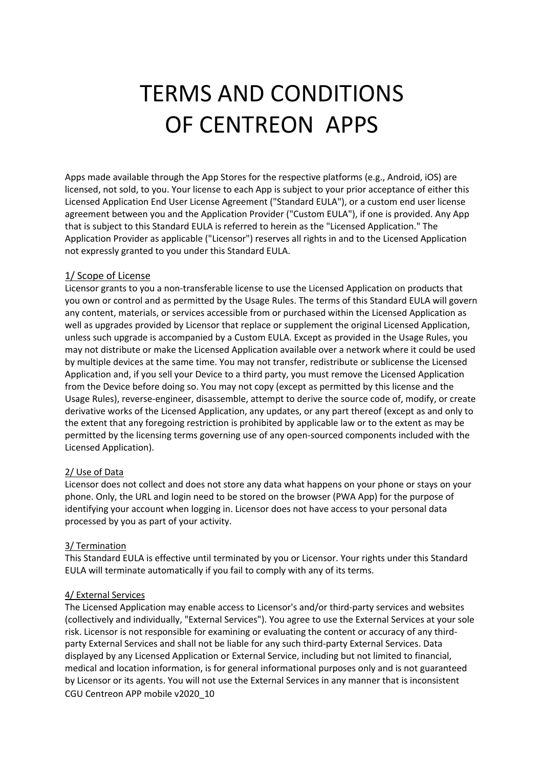# TERMS AND CONDITIONS OF CENTREON APPS

Apps made available through the App Stores for the respective platforms (e.g., Android, iOS) are licensed, not sold, to you. Your license to each App is subject to your prior acceptance of either this Licensed Application End User License Agreement ("Standard EULA"), or a custom end user license agreement between you and the Application Provider ("Custom EULA"), if one is provided. Any App that is subject to this Standard EULA is referred to herein as the "Licensed Application." The Application Provider as applicable ("Licensor") reserves all rights in and to the Licensed Application not expressly granted to you under this Standard EULA.

## 1/ Scope of License

Licensor grants to you a non-transferable license to use the Licensed Application on products that you own or control and as permitted by the Usage Rules. The terms of this Standard EULA will govern any content, materials, or services accessible from or purchased within the Licensed Application as well as upgrades provided by Licensor that replace or supplement the original Licensed Application, unless such upgrade is accompanied by a Custom EULA. Except as provided in the Usage Rules, you may not distribute or make the Licensed Application available over a network where it could be used by multiple devices at the same time. You may not transfer, redistribute or sublicense the Licensed Application and, if you sell your Device to a third party, you must remove the Licensed Application from the Device before doing so. You may not copy (except as permitted by this license and the Usage Rules), reverse-engineer, disassemble, attempt to derive the source code of, modify, or create derivative works of the Licensed Application, any updates, or any part thereof (except as and only to the extent that any foregoing restriction is prohibited by applicable law or to the extent as may be permitted by the licensing terms governing use of any open-sourced components included with the Licensed Application).

## 2/ Use of Data

Licensor does not collect and does not store any data what happens on your phone or stays on your phone. Only, the URL and login need to be stored on the browser (PWA App) for the purpose of identifying your account when logging in. Licensor does not have access to your personal data processed by you as part of your activity.

## 3/ Termination

This Standard EULA is effective until terminated by you or Licensor. Your rights under this Standard EULA will terminate automatically if you fail to comply with any of its terms.

## 4/ External Services

The Licensed Application may enable access to Licensor's and/or third-party services and websites (collectively and individually, "External Services"). You agree to use the External Services at your sole risk. Licensor is not responsible for examining or evaluating the content or accuracy of any third-party External Services and shall not be liable for any such third-party External Services. Data displayed by any Licensed Application or External Service, including but not limited to financial, medical and location information, is for general informational purposes only and is not guaranteed by Licensor or its agents. You will not use the External Services in any manner that is inconsistent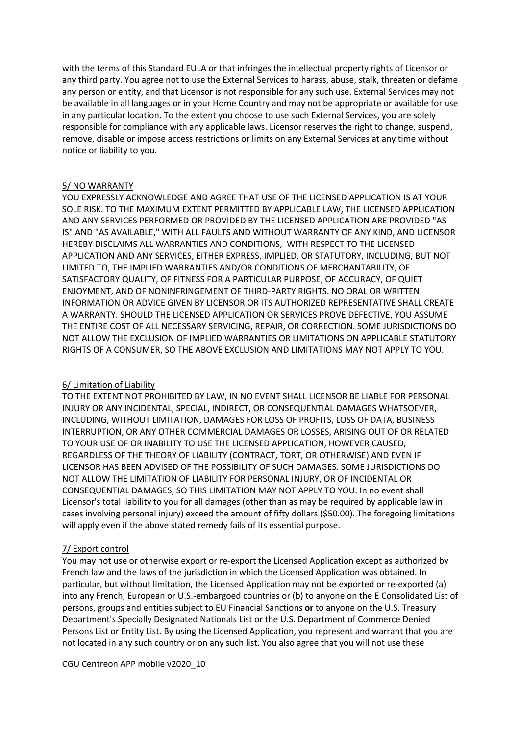with the terms of this Standard EULA or that infringes the intellectual property rights of Licensor or any third party. You agree not to use the External Services to harass, abuse, stalk, threaten or defame any person or entity, and that Licensor is not responsible for any such use. External Services may not be available in all languages or in your Home Country and may not be appropriate or available for use in any particular location. To the extent you choose to use such External Services, you are solely responsible for compliance with any applicable laws. Licensor reserves the right to change, suspend, remove, disable or impose access restrictions or limits on any External Services at any time without notice or liability to you.

## 5/ NO WARRANTY

YOU EXPRESSLY ACKNOWLEDGE AND AGREE THAT USE OF THE LICENSED APPLICATION IS AT YOUR SOLE RISK. TO THE MAXIMUM EXTENT PERMITTED BY APPLICABLE LAW, THE LICENSED APPLICATION AND ANY SERVICES PERFORMED OR PROVIDED BY THE LICENSED APPLICATION ARE PROVIDED "AS IS" AND "AS AVAILABLE," WITH ALL FAULTS AND WITHOUT WARRANTY OF ANY KIND, AND LICENSOR HEREBY DISCLAIMS ALL WARRANTIES AND CONDITIONS, WITH RESPECT TO THE LICENSED APPLICATION AND ANY SERVICES, EITHER EXPRESS, IMPLIED, OR STATUTORY, INCLUDING, BUT NOT LIMITED TO, THE IMPLIED WARRANTIES AND/OR CONDITIONS OF MERCHANTABILITY, OF SATISFACTORY QUALITY, OF FITNESS FOR A PARTICULAR PURPOSE, OF ACCURACY, OF QUIET ENJOYMENT, AND OF NONINFRINGEMENT OF THIRD-PARTY RIGHTS. NO ORAL OR WRITTEN INFORMATION OR ADVICE GIVEN BY LICENSOR OR ITS AUTHORIZED REPRESENTATIVE SHALL CREATE A WARRANTY. SHOULD THE LICENSED APPLICATION OR SERVICES PROVE DEFECTIVE, YOU ASSUME THE ENTIRE COST OF ALL NECESSARY SERVICING, REPAIR, OR CORRECTION. SOME JURISDICTIONS DO NOT ALLOW THE EXCLUSION OF IMPLIED WARRANTIES OR LIMITATIONS ON APPLICABLE STATUTORY RIGHTS OF A CONSUMER, SO THE ABOVE EXCLUSION AND LIMITATIONS MAY NOT APPLY TO YOU.

## 6/ Limitation of Liability

TO THE EXTENT NOT PROHIBITED BY LAW, IN NO EVENT SHALL LICENSOR BE LIABLE FOR PERSONAL INJURY OR ANY INCIDENTAL, SPECIAL, INDIRECT, OR CONSEQUENTIAL DAMAGES WHATSOEVER, INCLUDING, WITHOUT LIMITATION, DAMAGES FOR LOSS OF PROFITS, LOSS OF DATA, BUSINESS INTERRUPTION, OR ANY OTHER COMMERCIAL DAMAGES OR LOSSES, ARISING OUT OF OR RELATED TO YOUR USE OF OR INABILITY TO USE THE LICENSED APPLICATION, HOWEVER CAUSED, REGARDLESS OF THE THEORY OF LIABILITY (CONTRACT, TORT, OR OTHERWISE) AND EVEN IF LICENSOR HAS BEEN ADVISED OF THE POSSIBILITY OF SUCH DAMAGES. SOME JURISDICTIONS DO NOT ALLOW THE LIMITATION OF LIABILITY FOR PERSONAL INJURY, OR OF INCIDENTAL OR CONSEQUENTIAL DAMAGES, SO THIS LIMITATION MAY NOT APPLY TO YOU. In no event shall Licensor's total liability to you for all damages (other than as may be required by applicable law in cases involving personal injury) exceed the amount of fifty dollars ($50.00). The foregoing limitations will apply even if the above stated remedy fails of its essential purpose.

## 7/ Export control

You may not use or otherwise export or re-export the Licensed Application except as authorized by French law and the laws of the jurisdiction in which the Licensed Application was obtained. In particular, but without limitation, the Licensed Application may not be exported or re-exported (a) into any French, European or U.S.-embargoed countries or (b) to anyone on the E Consolidated List of persons, groups and entities subject to EU Financial Sanctions **or** to anyone on the U.S. Treasury Department's Specially Designated Nationals List or the U.S. Department of Commerce Denied Persons List or Entity List. By using the Licensed Application, you represent and warrant that you are not located in any such country or on any such list. You also agree that you will not use these

CGU Centreon APP mobile v2020_10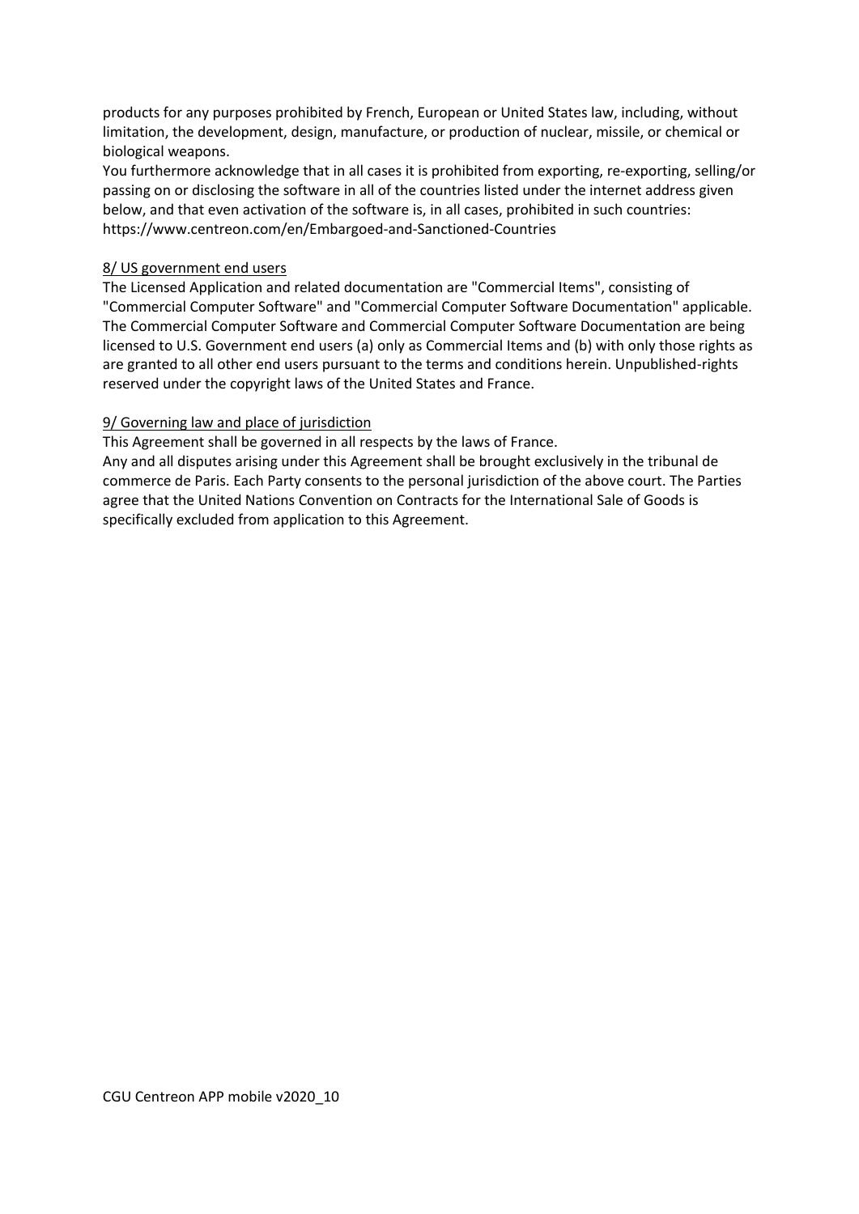products for any purposes prohibited by French, European or United States law, including, without limitation, the development, design, manufacture, or production of nuclear, missile, or chemical or biological weapons.

You furthermore acknowledge that in all cases it is prohibited from exporting, re-exporting, selling/or passing on or disclosing the software in all of the countries listed under the internet address given below, and that even activation of the software is, in all cases, prohibited in such countries: https://www.centreon.com/en/Embargoed-and-Sanctioned-Countries

## 8/ US government end users

The Licensed Application and related documentation are "Commercial Items", consisting of "Commercial Computer Software" and "Commercial Computer Software Documentation" applicable. The Commercial Computer Software and Commercial Computer Software Documentation are being licensed to U.S. Government end users (a) only as Commercial Items and (b) with only those rights as are granted to all other end users pursuant to the terms and conditions herein. Unpublished-rights reserved under the copyright laws of the United States and France.

## 9/ Governing law and place of jurisdiction

This Agreement shall be governed in all respects by the laws of France.

Any and all disputes arising under this Agreement shall be brought exclusively in the tribunal de commerce de Paris. Each Party consents to the personal jurisdiction of the above court. The Parties agree that the United Nations Convention on Contracts for the International Sale of Goods is specifically excluded from application to this Agreement.